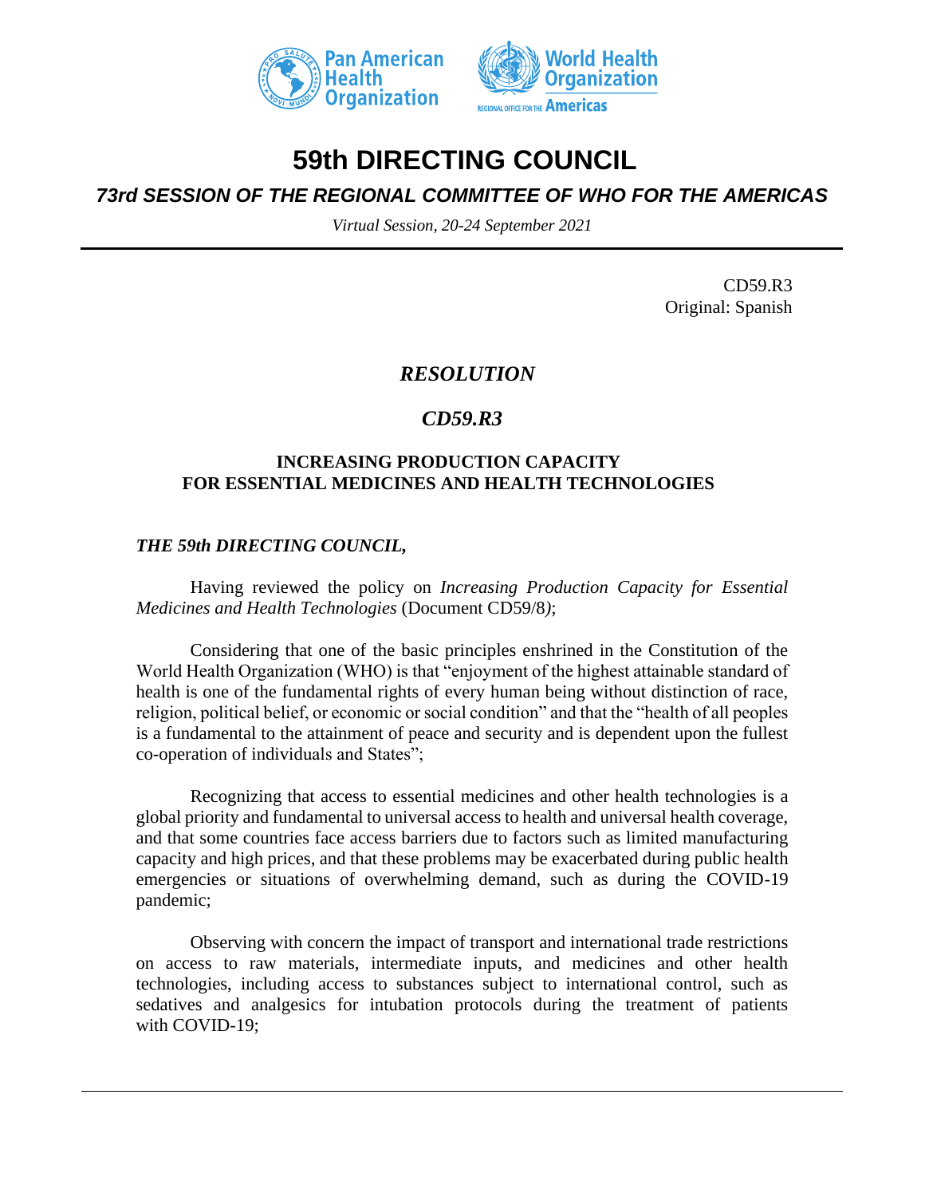# 59th DIRECTING COUNCIL

## *73rd SESSION OF THE REGIONAL COMMITTEE OF WHO FOR THE AMERICAS*

*Virtual Session, 20-24 September 2021*

CD59.R3
Original: Spanish

### *RESOLUTION*

### *CD59.R3*

### INCREASING PRODUCTION CAPACITY FOR ESSENTIAL MEDICINES AND HEALTH TECHNOLOGIES

***THE 59th DIRECTING COUNCIL,***

Having reviewed the policy on *Increasing Production Capacity for Essential Medicines and Health Technologies* (Document CD59/8*)*;

Considering that one of the basic principles enshrined in the Constitution of the World Health Organization (WHO) is that "enjoyment of the highest attainable standard of health is one of the fundamental rights of every human being without distinction of race, religion, political belief, or economic or social condition" and that the "health of all peoples is a fundamental to the attainment of peace and security and is dependent upon the fullest co-operation of individuals and States";

Recognizing that access to essential medicines and other health technologies is a global priority and fundamental to universal access to health and universal health coverage, and that some countries face access barriers due to factors such as limited manufacturing capacity and high prices, and that these problems may be exacerbated during public health emergencies or situations of overwhelming demand, such as during the COVID-19 pandemic;

Observing with concern the impact of transport and international trade restrictions on access to raw materials, intermediate inputs, and medicines and other health technologies, including access to substances subject to international control, such as sedatives and analgesics for intubation protocols during the treatment of patients with COVID-19;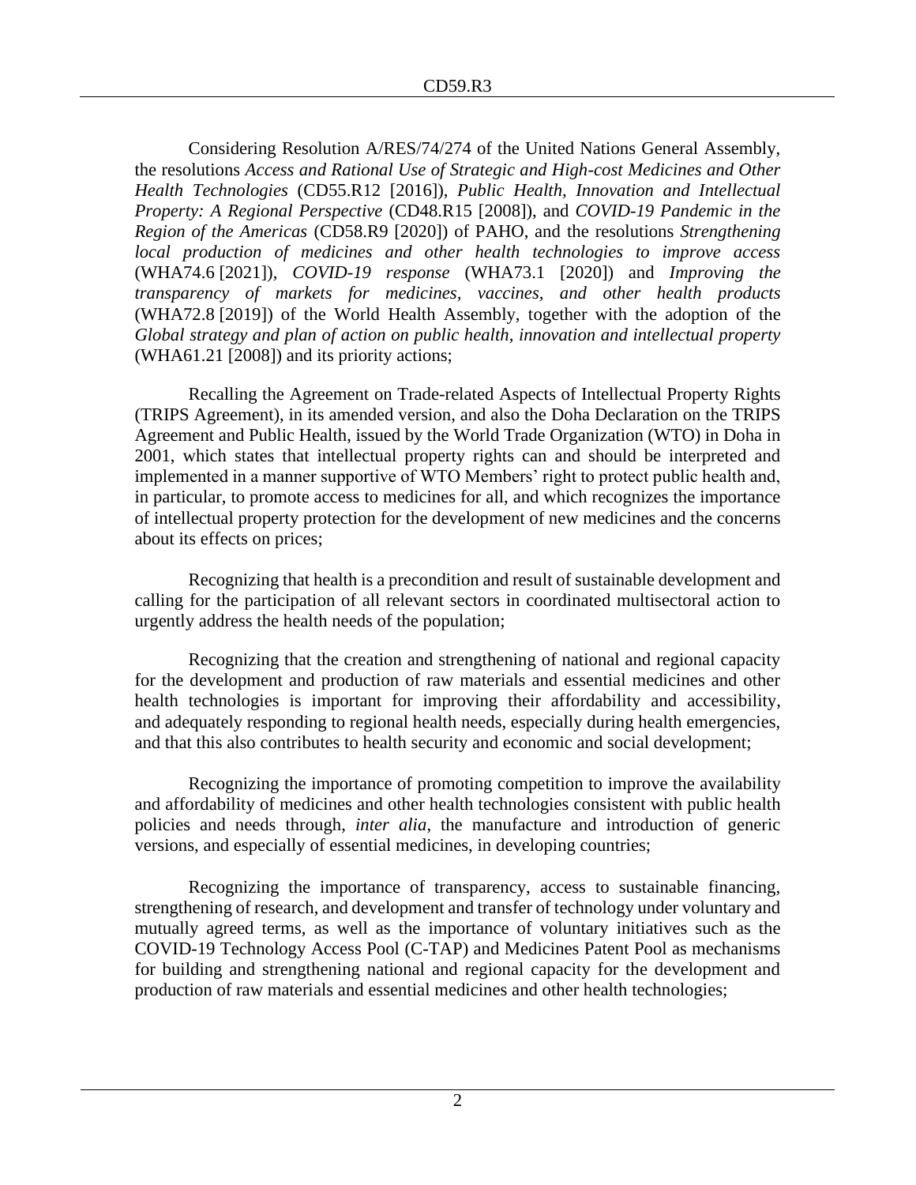Considering Resolution A/RES/74/274 of the United Nations General Assembly, the resolutions *Access and Rational Use of Strategic and High-cost Medicines and Other Health Technologies* (CD55.R12 [2016]), *Public Health, Innovation and Intellectual Property: A Regional Perspective* (CD48.R15 [2008]), and *COVID-19 Pandemic in the Region of the Americas* (CD58.R9 [2020]) of PAHO, and the resolutions *Strengthening local production of medicines and other health technologies to improve access* (WHA74.6 [2021]), *COVID-19 response* (WHA73.1 [2020]) and *Improving the transparency of markets for medicines, vaccines, and other health products* (WHA72.8 [2019]) of the World Health Assembly, together with the adoption of the *Global strategy and plan of action on public health, innovation and intellectual property* (WHA61.21 [2008]) and its priority actions;

Recalling the Agreement on Trade-related Aspects of Intellectual Property Rights (TRIPS Agreement), in its amended version, and also the Doha Declaration on the TRIPS Agreement and Public Health, issued by the World Trade Organization (WTO) in Doha in 2001, which states that intellectual property rights can and should be interpreted and implemented in a manner supportive of WTO Members' right to protect public health and, in particular, to promote access to medicines for all, and which recognizes the importance of intellectual property protection for the development of new medicines and the concerns about its effects on prices;

Recognizing that health is a precondition and result of sustainable development and calling for the participation of all relevant sectors in coordinated multisectoral action to urgently address the health needs of the population;

Recognizing that the creation and strengthening of national and regional capacity for the development and production of raw materials and essential medicines and other health technologies is important for improving their affordability and accessibility, and adequately responding to regional health needs, especially during health emergencies, and that this also contributes to health security and economic and social development;

Recognizing the importance of promoting competition to improve the availability and affordability of medicines and other health technologies consistent with public health policies and needs through, *inter alia*, the manufacture and introduction of generic versions, and especially of essential medicines, in developing countries;

Recognizing the importance of transparency, access to sustainable financing, strengthening of research, and development and transfer of technology under voluntary and mutually agreed terms, as well as the importance of voluntary initiatives such as the COVID-19 Technology Access Pool (C-TAP) and Medicines Patent Pool as mechanisms for building and strengthening national and regional capacity for the development and production of raw materials and essential medicines and other health technologies;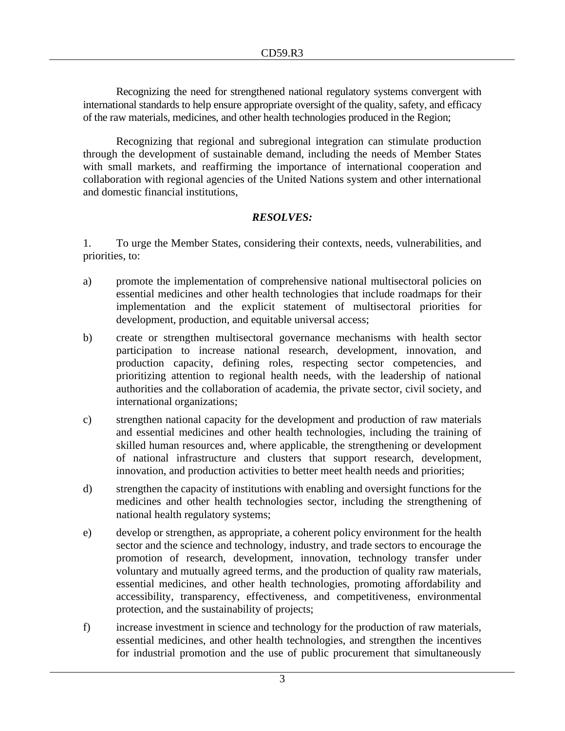Recognizing the need for strengthened national regulatory systems convergent with international standards to help ensure appropriate oversight of the quality, safety, and efficacy of the raw materials, medicines, and other health technologies produced in the Region;

Recognizing that regional and subregional integration can stimulate production through the development of sustainable demand, including the needs of Member States with small markets, and reaffirming the importance of international cooperation and collaboration with regional agencies of the United Nations system and other international and domestic financial institutions,

***RESOLVES:***

1. To urge the Member States, considering their contexts, needs, vulnerabilities, and priorities, to:

a) promote the implementation of comprehensive national multisectoral policies on essential medicines and other health technologies that include roadmaps for their implementation and the explicit statement of multisectoral priorities for development, production, and equitable universal access;

b) create or strengthen multisectoral governance mechanisms with health sector participation to increase national research, development, innovation, and production capacity, defining roles, respecting sector competencies, and prioritizing attention to regional health needs, with the leadership of national authorities and the collaboration of academia, the private sector, civil society, and international organizations;

c) strengthen national capacity for the development and production of raw materials and essential medicines and other health technologies, including the training of skilled human resources and, where applicable, the strengthening or development of national infrastructure and clusters that support research, development, innovation, and production activities to better meet health needs and priorities;

d) strengthen the capacity of institutions with enabling and oversight functions for the medicines and other health technologies sector, including the strengthening of national health regulatory systems;

e) develop or strengthen, as appropriate, a coherent policy environment for the health sector and the science and technology, industry, and trade sectors to encourage the promotion of research, development, innovation, technology transfer under voluntary and mutually agreed terms, and the production of quality raw materials, essential medicines, and other health technologies, promoting affordability and accessibility, transparency, effectiveness, and competitiveness, environmental protection, and the sustainability of projects;

f) increase investment in science and technology for the production of raw materials, essential medicines, and other health technologies, and strengthen the incentives for industrial promotion and the use of public procurement that simultaneously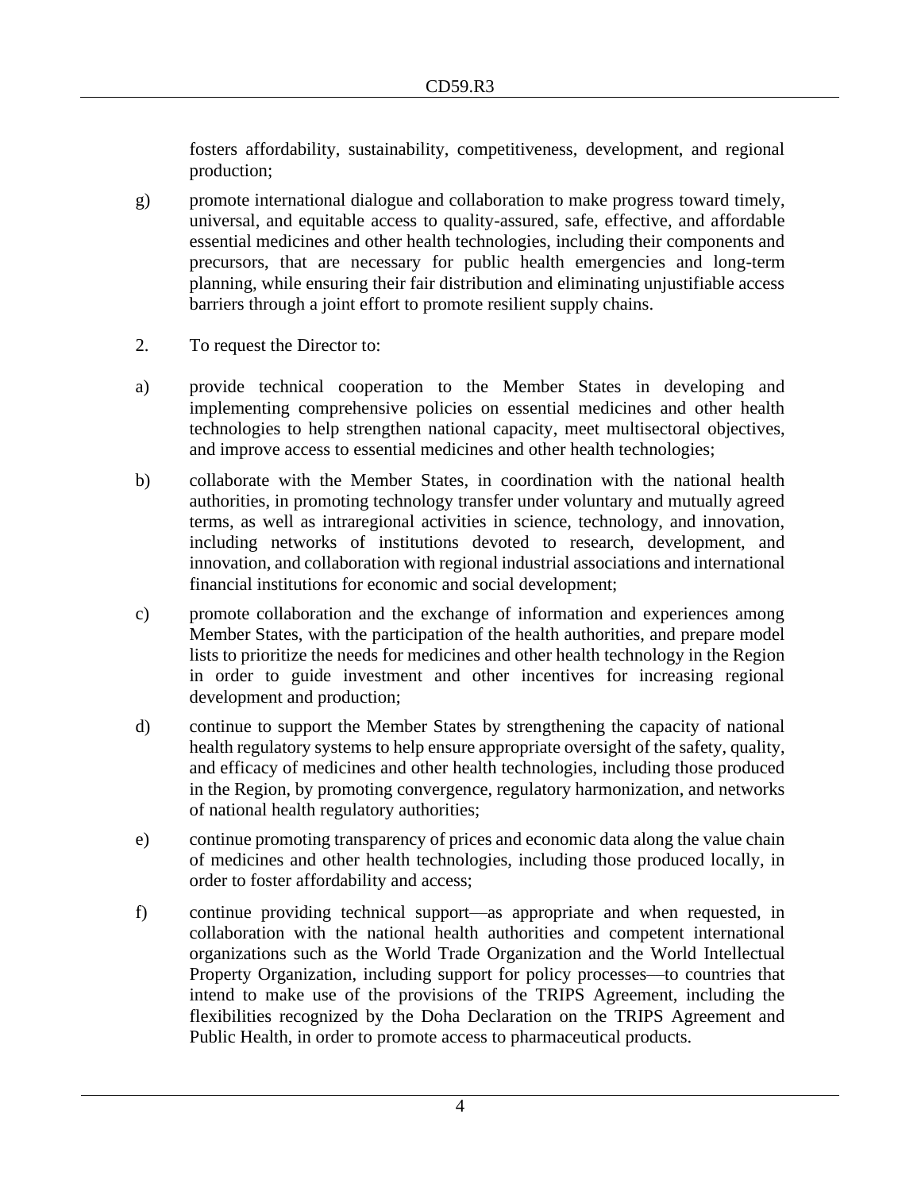fosters affordability, sustainability, competitiveness, development, and regional production;

g) promote international dialogue and collaboration to make progress toward timely, universal, and equitable access to quality-assured, safe, effective, and affordable essential medicines and other health technologies, including their components and precursors, that are necessary for public health emergencies and long-term planning, while ensuring their fair distribution and eliminating unjustifiable access barriers through a joint effort to promote resilient supply chains.

2. To request the Director to:

a) provide technical cooperation to the Member States in developing and implementing comprehensive policies on essential medicines and other health technologies to help strengthen national capacity, meet multisectoral objectives, and improve access to essential medicines and other health technologies;

b) collaborate with the Member States, in coordination with the national health authorities, in promoting technology transfer under voluntary and mutually agreed terms, as well as intraregional activities in science, technology, and innovation, including networks of institutions devoted to research, development, and innovation, and collaboration with regional industrial associations and international financial institutions for economic and social development;

c) promote collaboration and the exchange of information and experiences among Member States, with the participation of the health authorities, and prepare model lists to prioritize the needs for medicines and other health technology in the Region in order to guide investment and other incentives for increasing regional development and production;

d) continue to support the Member States by strengthening the capacity of national health regulatory systems to help ensure appropriate oversight of the safety, quality, and efficacy of medicines and other health technologies, including those produced in the Region, by promoting convergence, regulatory harmonization, and networks of national health regulatory authorities;

e) continue promoting transparency of prices and economic data along the value chain of medicines and other health technologies, including those produced locally, in order to foster affordability and access;

f) continue providing technical support—as appropriate and when requested, in collaboration with the national health authorities and competent international organizations such as the World Trade Organization and the World Intellectual Property Organization, including support for policy processes—to countries that intend to make use of the provisions of the TRIPS Agreement, including the flexibilities recognized by the Doha Declaration on the TRIPS Agreement and Public Health, in order to promote access to pharmaceutical products.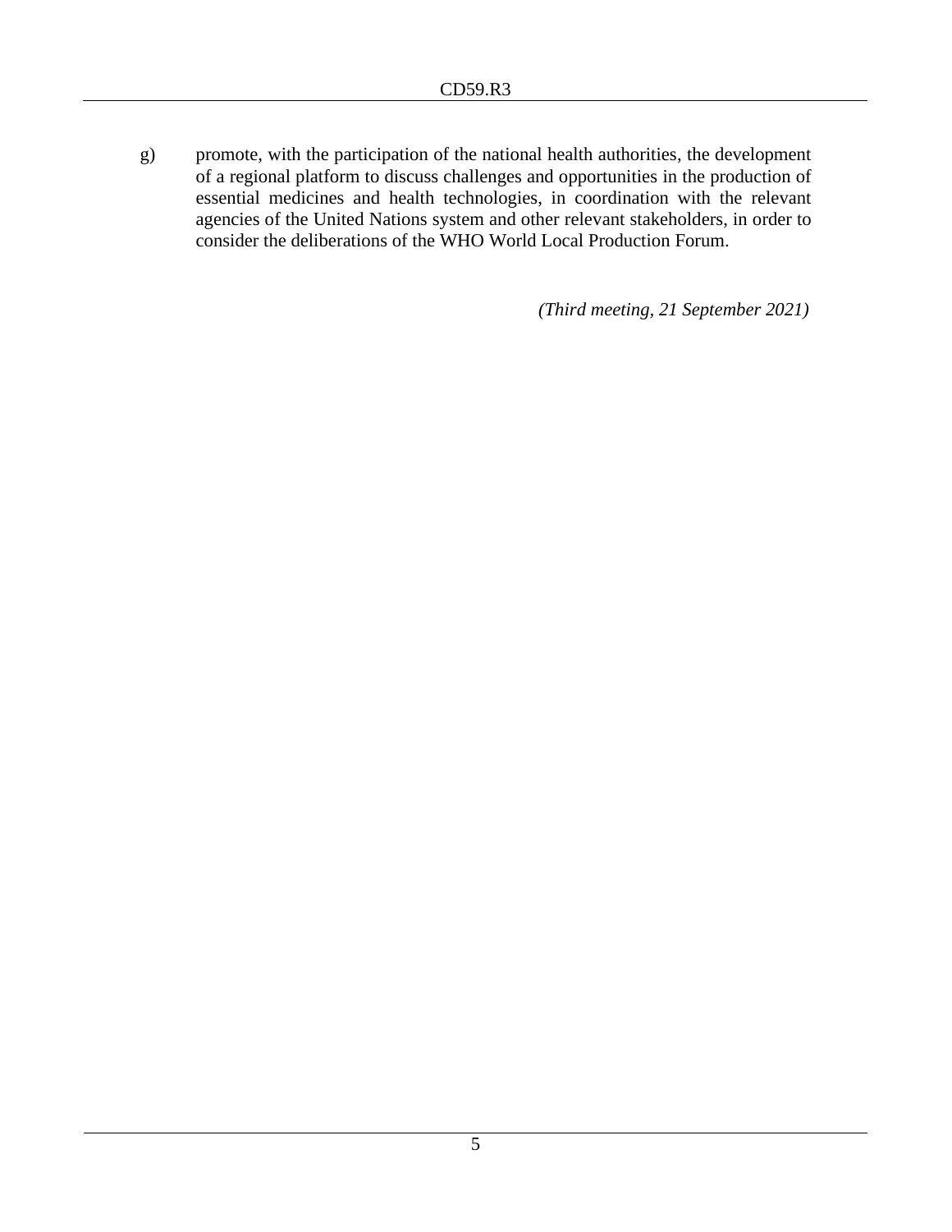g) promote, with the participation of the national health authorities, the development of a regional platform to discuss challenges and opportunities in the production of essential medicines and health technologies, in coordination with the relevant agencies of the United Nations system and other relevant stakeholders, in order to consider the deliberations of the WHO World Local Production Forum.

*(Third meeting, 21 September 2021)*